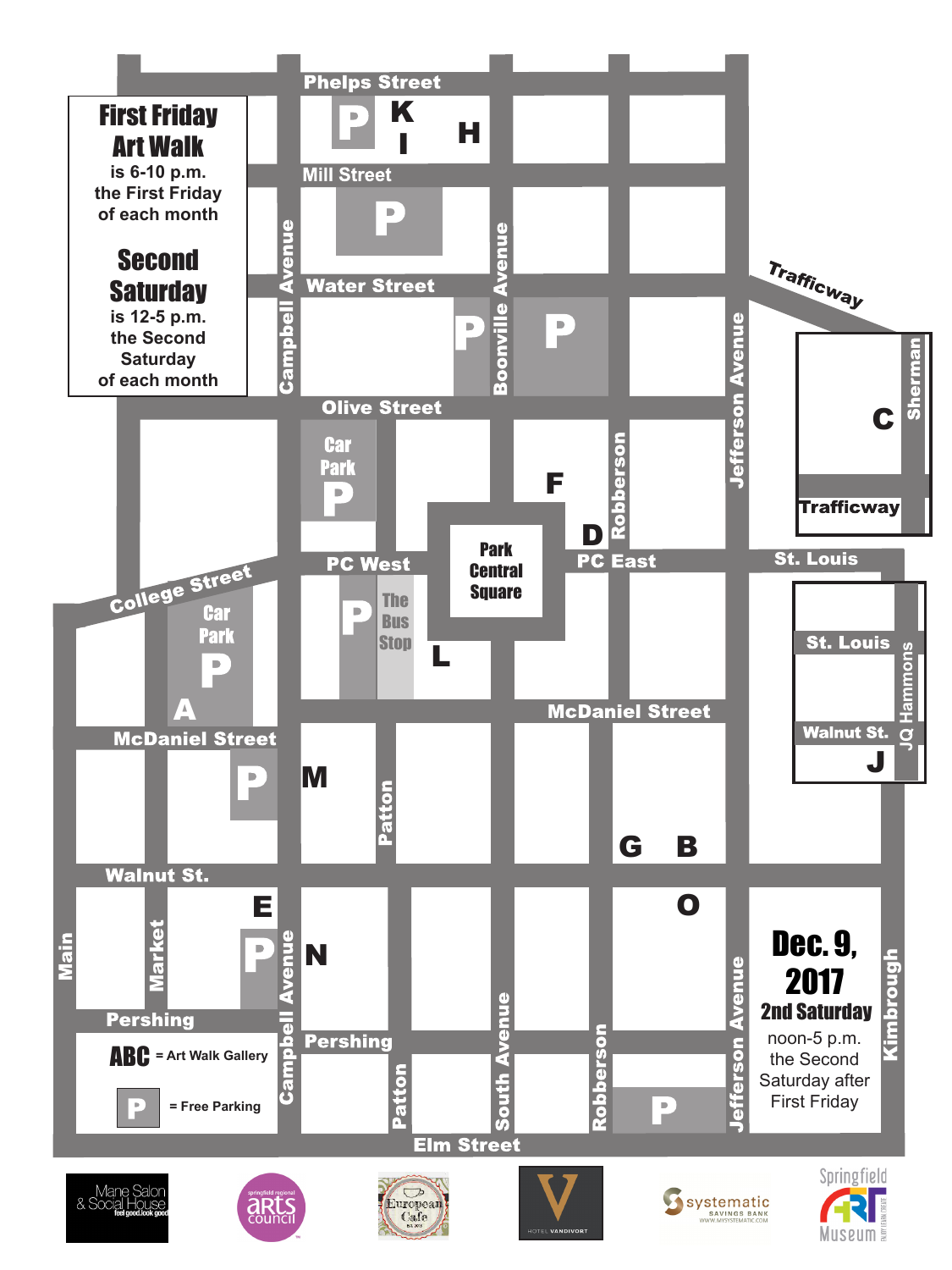# First Friday Art Walk

is 6-10 p.m. the First Friday of each month

# Second Saturday

is 12-5 p.m. the Second Saturday of each month

Phelps Street

P K

I H

Mill Street

P

Water Street

P P

Campbell Avenue

Boonville Avenue

Trafficway

Olive Street

Car Park P

F

Robberson

Jefferson Avenue

C

Sherman

Trafficway

D

Park Central Square

PC West

PC East

St. Louis

College Street

Car Park P

A

P

The Bus Stop

L

St. Louis

McDaniel Street

McDaniel Street

Walnut St.

JQ Hammons

J

P

M

Patton

G B

Walnut St.

E

O

P

N

Main

Market

Campbell Avenue

Pershing

Pershing

Patton

South Avenue

Robberson

Jefferson Avenue

P

Kimbrough

**Dec. 9, 2017**

**2nd Saturday**

noon-5 p.m. the Second Saturday after First Friday

**ABC** = Art Walk Gallery

**P** = Free Parking

Elm Street

Mane Salon & Social House feel good.look good

springfield regional arts council

European Cafe EST. 2015

HOTEL VANDIVORT

systematic SAVINGS BANK WWW.MYSYSTEMATIC.COM

Springfield ART Museum ENJOY LEARN CREATE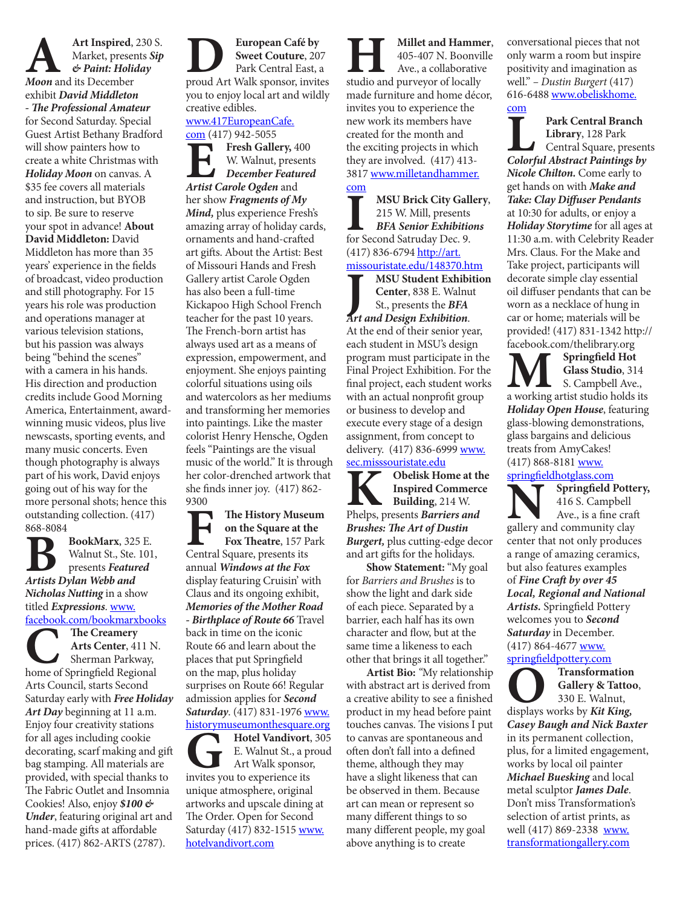**A** **Art Inspired**, 230 S. Market, presents ***Sip & Paint: Holiday Moon*** and its December exhibit ***David Middleton - The Professional Amateur*** for Second Saturday. Special Guest Artist Bethany Bradford will show painters how to create a white Christmas with ***Holiday Moon*** on canvas. A $35 fee covers all materials and instruction, but BYOB to sip. Be sure to reserve your spot in advance! **About David Middleton:** David Middleton has more than 35 years' experience in the fields of broadcast, video production and still photography. For 15 years his role was production and operations manager at various television stations, but his passion was always being "behind the scenes" with a camera in his hands. His direction and production credits include Good Morning America, Entertainment, award-winning music videos, plus live newscasts, sporting events, and many music concerts. Even though photography is always part of his work, David enjoys going out of his way for the more personal shots; hence this outstanding collection. (417) 868-8084

**B** **BookMarx**, 325 E. Walnut St., Ste. 101, presents ***Featured Artists Dylan Webb and Nicholas Nutting*** in a show titled ***Expressions***. www.facebook.com/bookmarxbooks

**C** **The Creamery Arts Center**, 411 N. Sherman Parkway, home of Springfield Regional Arts Council, starts Second Saturday early with ***Free Holiday Art Day*** beginning at 11 a.m. Enjoy four creativity stations for all ages including cookie decorating, scarf making and gift bag stamping. All materials are provided, with special thanks to The Fabric Outlet and Insomnia Cookies! Also, enjoy ***$100 & Under***, featuring original art and hand-made gifts at affordable prices. (417) 862-ARTS (2787).

**D** **European Café by Sweet Couture**, 207 Park Central East, a proud Art Walk sponsor, invites you to enjoy local art and wildly creative edibles. www.417EuropeanCafe.com (417) 942-5055

**E** **Fresh Gallery,** 400 W. Walnut, presents ***December Featured Artist Carole Ogden*** and her show ***Fragments of My Mind,*** plus experience Fresh's amazing array of holiday cards, ornaments and hand-crafted art gifts. About the Artist: Best of Missouri Hands and Fresh Gallery artist Carole Ogden has also been a full-time Kickapoo High School French teacher for the past 10 years. The French-born artist has always used art as a means of expression, empowerment, and enjoyment. She enjoys painting colorful situations using oils and watercolors as her mediums and transforming her memories into paintings. Like the master colorist Henry Hensche, Ogden feels "Paintings are the visual music of the world." It is through her color-drenched artwork that she finds inner joy. (417) 862-9300

**F** **The History Museum on the Square at the Fox Theatre**, 157 Park Central Square, presents its annual ***Windows at the Fox*** display featuring Cruisin' with Claus and its ongoing exhibit, ***Memories of the Mother Road - Birthplace of Route 66*** Travel back in time on the iconic Route 66 and learn about the places that put Springfield on the map, plus holiday surprises on Route 66! Regular admission applies for ***Second Saturday***. (417) 831-1976 www.historymuseumonthesquare.org

**G** **Hotel Vandivort**, 305 E. Walnut St., a proud Art Walk sponsor, invites you to experience its unique atmosphere, original artworks and upscale dining at The Order. Open for Second Saturday (417) 832-1515 www.hotelvandivort.com

**H** **Millet and Hammer**, 405-407 N. Boonville Ave., a collaborative studio and purveyor of locally made furniture and home décor, invites you to experience the new work its members have created for the month and the exciting projects in which they are involved. (417) 413-3817 www.milletandhammer.com

**I** **MSU Brick City Gallery**, 215 W. Mill, presents ***BFA Senior Exhibitions*** for Second Saturday Dec. 9. (417) 836-6794 http://art.missouristate.edu/148370.htm

**J** **MSU Student Exhibition Center**, 838 E. Walnut St., presents the ***BFA Art and Design Exhibition***. At the end of their senior year, each student in MSU's design program must participate in the Final Project Exhibition. For the final project, each student works with an actual nonprofit group or business to develop and execute every stage of a design assignment, from concept to delivery. (417) 836-6999 www.sec.misssouristate.edu

**K** **Obelisk Home at the Inspired Commerce Building**, 214 W. Phelps, presents ***Barriers and Brushes: The Art of Dustin Burgert,*** plus cutting-edge decor and art gifts for the holidays.

**Show Statement:** "My goal for *Barriers and Brushes* is to show the light and dark side of each piece. Separated by a barrier, each half has its own character and flow, but at the same time a likeness to each other that brings it all together."

**Artist Bio:** "My relationship with abstract art is derived from a creative ability to see a finished product in my head before paint touches canvas. The visions I put to canvas are spontaneous and often don't fall into a defined theme, although they may have a slight likeness that can be observed in them. Because art can mean or represent so many different things to so many different people, my goal above anything is to create conversational pieces that not only warm a room but inspire positivity and imagination as well." – *Dustin Burgert* (417) 616-6488 www.obeliskhome.com

**L** **Park Central Branch Library**, 128 Park Central Square, presents ***Colorful Abstract Paintings by Nicole Chilton.*** Come early to get hands on with ***Make and Take: Clay Diffuser Pendants*** at 10:30 for adults, or enjoy a ***Holiday Storytime*** for all ages at 11:30 a.m. with Celebrity Reader Mrs. Claus. For the Make and Take project, participants will decorate simple clay essential oil diffuser pendants that can be worn as a necklace of hung in car or home; materials will be provided! (417) 831-1342 http://facebook.com/thelibrary.org

**M** **Springfield Hot Glass Studio**, 314 S. Campbell Ave., a working artist studio holds its ***Holiday Open House***, featuring glass-blowing demonstrations, glass bargains and delicious treats from AmyCakes! (417) 868-8181 www.springfieldhotglass.com

**N** **Springfield Pottery,** 416 S. Campbell Ave., is a fine craft gallery and community clay center that not only produces a range of amazing ceramics, but also features examples of ***Fine Craft by over 45 Local, Regional and National Artists.*** Springfield Pottery welcomes you to ***Second Saturday*** in December. (417) 864-4677 www.springfieldpottery.com

**O** **Transformation Gallery & Tattoo**, 330 E. Walnut, displays works by ***Kit King, Casey Baugh and Nick Baxter*** in its permanent collection, plus, for a limited engagement, works by local oil painter ***Michael Buesking*** and local metal sculptor ***James Dale***. Don't miss Transformation's selection of artist prints, as well (417) 869-2338 www.transformationgallery.com